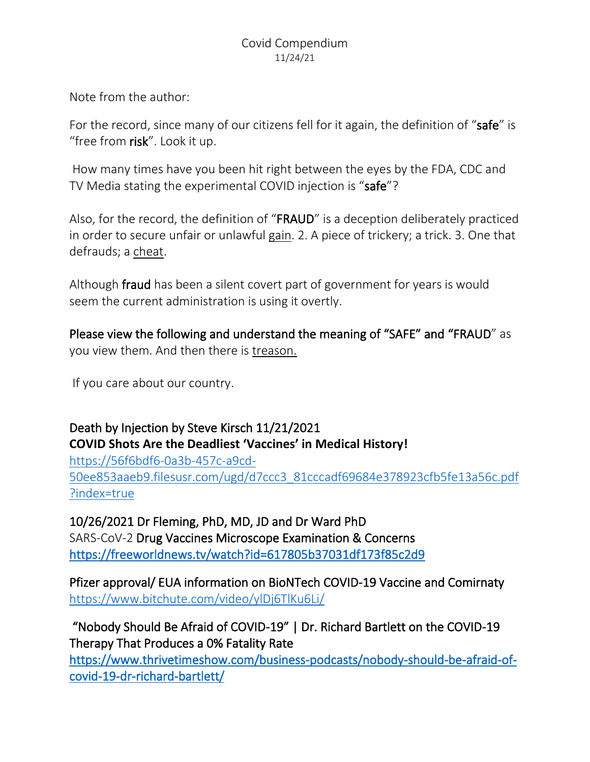Covid Compendium
11/24/21

Note from the author:

For the record, since many of our citizens fell for it again, the definition of "**safe**" is "free from **risk**". Look it up.

How many times have you been hit right between the eyes by the FDA, CDC and TV Media stating the experimental COVID injection is "**safe**"?

Also, for the record, the definition of "**FRAUD**" is a deception deliberately practiced in order to secure unfair or unlawful gain. 2. A piece of trickery; a trick. 3. One that defrauds; a cheat.

Although **fraud** has been a silent covert part of government for years is would seem the current administration is using it overtly.

**Please view the following and understand the meaning of "SAFE" and "FRAUD"** as you view them. And then there is treason.

If you care about our country.

**Death by Injection by Steve Kirsch 11/21/2021**
**COVID Shots Are the Deadliest 'Vaccines' in Medical History!**
https://56f6bdf6-0a3b-457c-a9cd-50ee853aaeb9.filesusr.com/ugd/d7ccc3_81cccadf69684e378923cfb5fe13a56c.pdf?index=true

**10/26/2021 Dr Fleming, PhD, MD, JD and Dr Ward PhD**
SARS-CoV-2 **Drug Vaccines Microscope Examination & Concerns**
https://freeworldnews.tv/watch?id=617805b37031df173f85c2d9

**Pfizer approval/ EUA information on BioNTech COVID-19 Vaccine and Comirnaty**
https://www.bitchute.com/video/ylDj6TlKu6Li/

**"Nobody Should Be Afraid of COVID-19" | Dr. Richard Bartlett on the COVID-19 Therapy That Produces a 0% Fatality Rate**
https://www.thrivetimeshow.com/business-podcasts/nobody-should-be-afraid-of-covid-19-dr-richard-bartlett/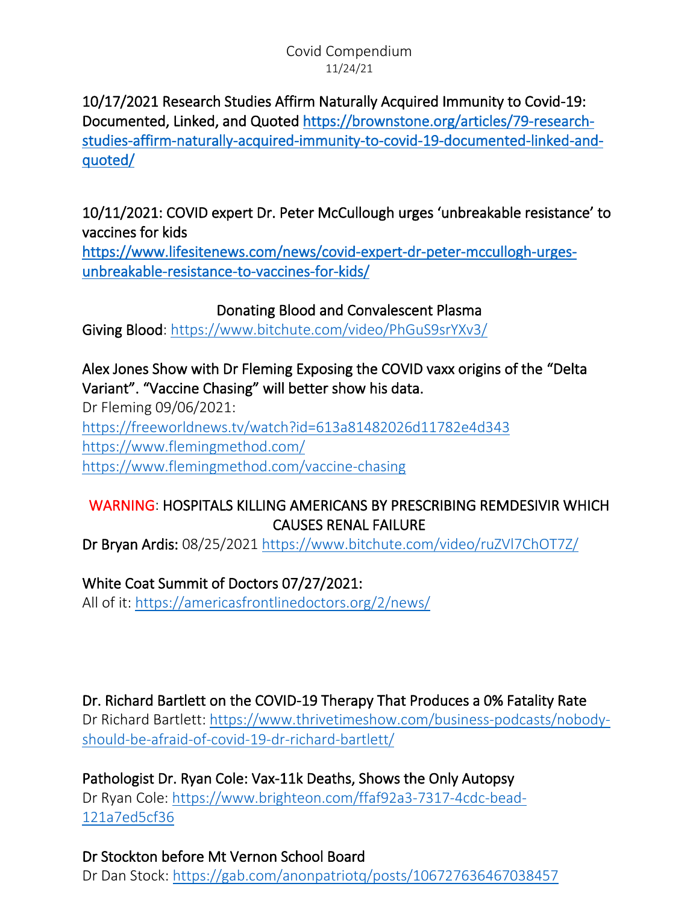Covid Compendium
11/24/21

10/17/2021 Research Studies Affirm Naturally Acquired Immunity to Covid-19: Documented, Linked, and Quoted [https://brownstone.org/articles/79-research-studies-affirm-naturally-acquired-immunity-to-covid-19-documented-linked-and-quoted/](https://brownstone.org/articles/79-research-studies-affirm-naturally-acquired-immunity-to-covid-19-documented-linked-and-quoted/)

10/11/2021: COVID expert Dr. Peter McCullough urges 'unbreakable resistance' to vaccines for kids
[https://www.lifesitenews.com/news/covid-expert-dr-peter-mccullogh-urges-unbreakable-resistance-to-vaccines-for-kids/](https://www.lifesitenews.com/news/covid-expert-dr-peter-mccullogh-urges-unbreakable-resistance-to-vaccines-for-kids/)

## Donating Blood and Convalescent Plasma

Giving Blood: [https://www.bitchute.com/video/PhGuS9srYXv3/](https://www.bitchute.com/video/PhGuS9srYXv3/)

Alex Jones Show with Dr Fleming Exposing the COVID vaxx origins of the "Delta Variant". "Vaccine Chasing" will better show his data.
Dr Fleming 09/06/2021:
[https://freeworldnews.tv/watch?id=613a81482026d11782e4d343](https://freeworldnews.tv/watch?id=613a81482026d11782e4d343)
[https://www.flemingmethod.com/](https://www.flemingmethod.com/)
[https://www.flemingmethod.com/vaccine-chasing](https://www.flemingmethod.com/vaccine-chasing)

## WARNING: HOSPITALS KILLING AMERICANS BY PRESCRIBING REMDESIVIR WHICH CAUSES RENAL FAILURE

Dr Bryan Ardis: 08/25/2021 [https://www.bitchute.com/video/ruZVl7ChOT7Z/](https://www.bitchute.com/video/ruZVl7ChOT7Z/)

White Coat Summit of Doctors 07/27/2021:
All of it: [https://americasfrontlinedoctors.org/2/news/](https://americasfrontlinedoctors.org/2/news/)

Dr. Richard Bartlett on the COVID-19 Therapy That Produces a 0% Fatality Rate
Dr Richard Bartlett: [https://www.thrivetimeshow.com/business-podcasts/nobody-should-be-afraid-of-covid-19-dr-richard-bartlett/](https://www.thrivetimeshow.com/business-podcasts/nobody-should-be-afraid-of-covid-19-dr-richard-bartlett/)

Pathologist Dr. Ryan Cole: Vax-11k Deaths, Shows the Only Autopsy
Dr Ryan Cole: [https://www.brighteon.com/ffaf92a3-7317-4cdc-bead-121a7ed5cf36](https://www.brighteon.com/ffaf92a3-7317-4cdc-bead-121a7ed5cf36)

Dr Stockton before Mt Vernon School Board
Dr Dan Stock: [https://gab.com/anonpatriotq/posts/106727636467038457](https://gab.com/anonpatriotq/posts/106727636467038457)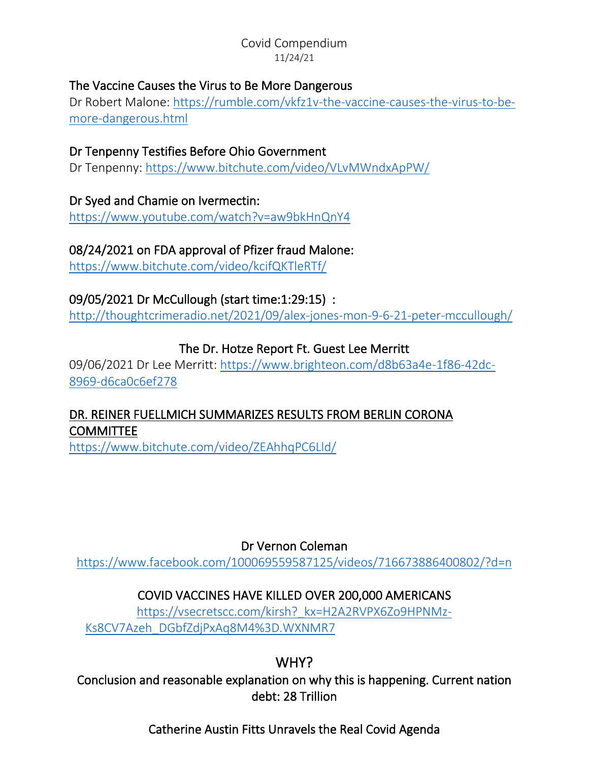Covid Compendium
11/24/21

The Vaccine Causes the Virus to Be More Dangerous
Dr Robert Malone: https://rumble.com/vkfz1v-the-vaccine-causes-the-virus-to-be-more-dangerous.html

Dr Tenpenny Testifies Before Ohio Government
Dr Tenpenny: https://www.bitchute.com/video/VLvMWndxApPW/

Dr Syed and Chamie on Ivermectin:
https://www.youtube.com/watch?v=aw9bkHnQnY4

08/24/2021 on FDA approval of Pfizer fraud Malone:
https://www.bitchute.com/video/kcifQKTleRTf/

09/05/2021 Dr McCullough (start time:1:29:15) :
http://thoughtcrimeradio.net/2021/09/alex-jones-mon-9-6-21-peter-mccullough/

The Dr. Hotze Report Ft. Guest Lee Merritt
09/06/2021 Dr Lee Merritt: https://www.brighteon.com/d8b63a4e-1f86-42dc-8969-d6ca0c6ef278

DR. REINER FUELLMICH SUMMARIZES RESULTS FROM BERLIN CORONA COMMITTEE
https://www.bitchute.com/video/ZEAhhqPC6Lld/

Dr Vernon Coleman
https://www.facebook.com/100069559587125/videos/716673886400802/?d=n

COVID VACCINES HAVE KILLED OVER 200,000 AMERICANS
https://vsecretscc.com/kirsh?_kx=H2A2RVPX6Zo9HPNMz-Ks8CV7Azeh_DGbfZdjPxAq8M4%3D.WXNMR7

## WHY?

Conclusion and reasonable explanation on why this is happening. Current nation debt: 28 Trillion

Catherine Austin Fitts Unravels the Real Covid Agenda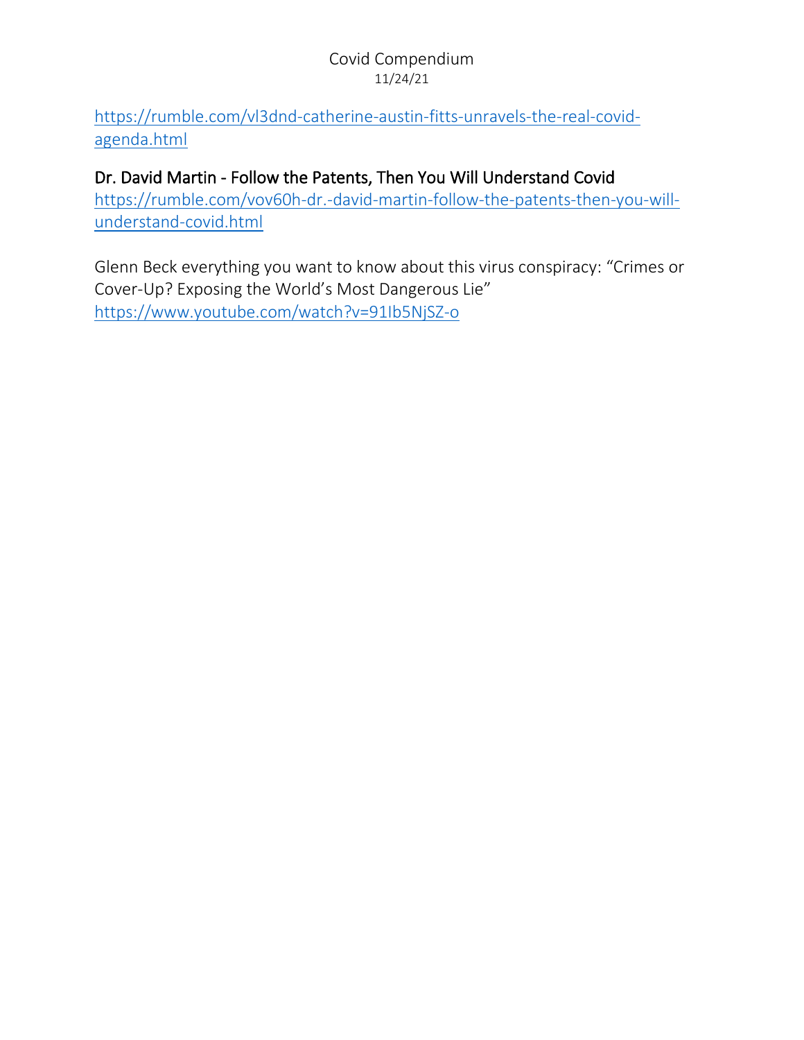https://rumble.com/vl3dnd-catherine-austin-fitts-unravels-the-real-covid-agenda.html

Dr. David Martin - Follow the Patents, Then You Will Understand Covid
https://rumble.com/vov60h-dr.-david-martin-follow-the-patents-then-you-will-understand-covid.html

Glenn Beck everything you want to know about this virus conspiracy: "Crimes or Cover-Up? Exposing the World's Most Dangerous Lie"
https://www.youtube.com/watch?v=91Ib5NjSZ-o